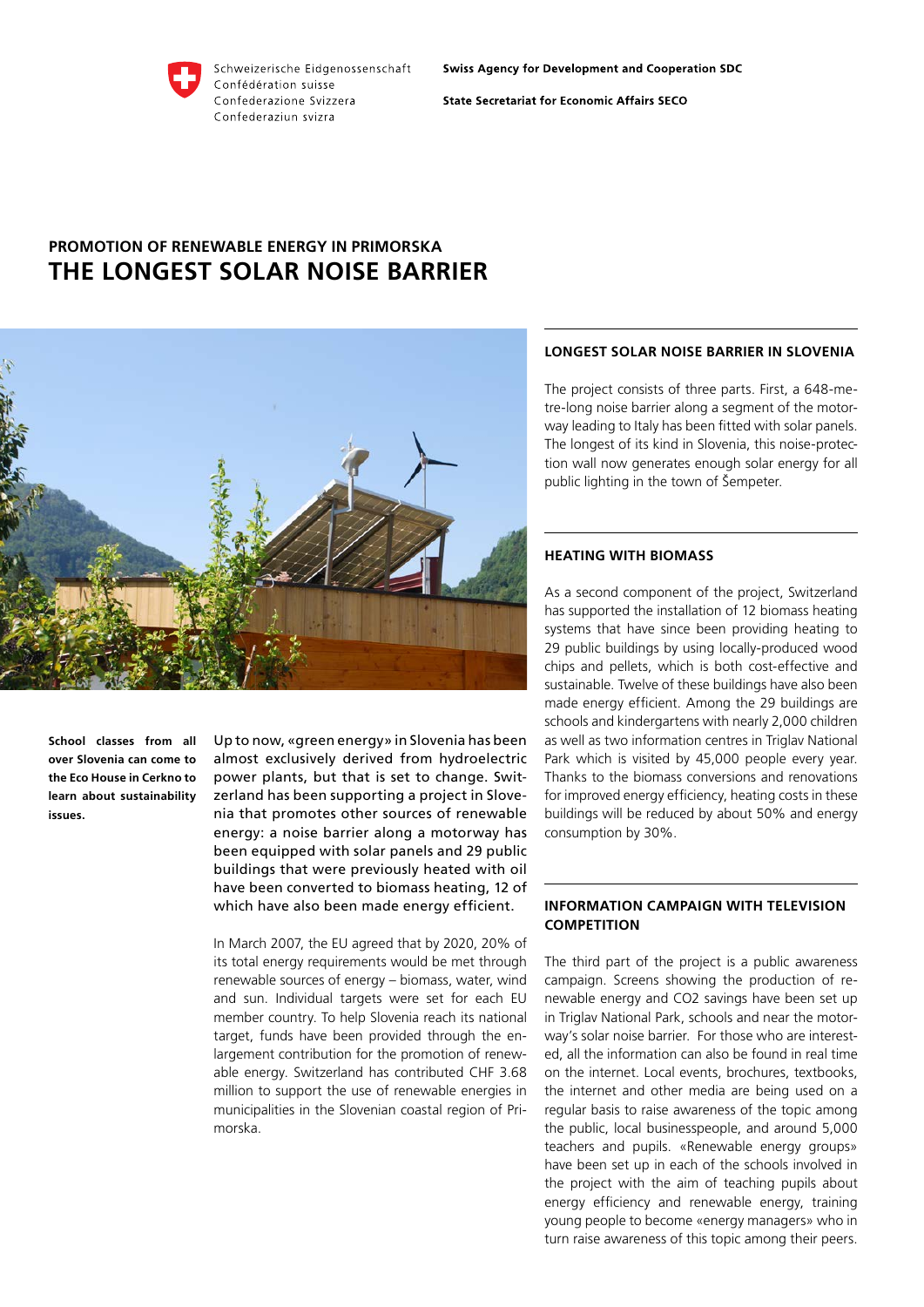Schweizerische Eidgenossenschaft
Confédération suisse
Confederazione Svizzera
Confederaziun svizra

**Swiss Agency for Development and Cooperation SDC**

**State Secretariat for Economic Affairs SECO**

## PROMOTION OF RENEWABLE ENERGY IN PRIMORSKA

# THE LONGEST SOLAR NOISE BARRIER

**School classes from all over Slovenia can come to the Eco House in Cerkno to learn about sustainability issues.**

Up to now, «green energy» in Slovenia has been almost exclusively derived from hydroelectric power plants, but that is set to change. Switzerland has been supporting a project in Slovenia that promotes other sources of renewable energy: a noise barrier along a motorway has been equipped with solar panels and 29 public buildings that were previously heated with oil have been converted to biomass heating, 12 of which have also been made energy efficient.

In March 2007, the EU agreed that by 2020, 20% of its total energy requirements would be met through renewable sources of energy – biomass, water, wind and sun. Individual targets were set for each EU member country. To help Slovenia reach its national target, funds have been provided through the enlargement contribution for the promotion of renewable energy. Switzerland has contributed CHF 3.68 million to support the use of renewable energies in municipalities in the Slovenian coastal region of Primorska.

### LONGEST SOLAR NOISE BARRIER IN SLOVENIA

The project consists of three parts. First, a 648-metre-long noise barrier along a segment of the motorway leading to Italy has been fitted with solar panels. The longest of its kind in Slovenia, this noise-protection wall now generates enough solar energy for all public lighting in the town of Šempeter.

### HEATING WITH BIOMASS

As a second component of the project, Switzerland has supported the installation of 12 biomass heating systems that have since been providing heating to 29 public buildings by using locally-produced wood chips and pellets, which is both cost-effective and sustainable. Twelve of these buildings have also been made energy efficient. Among the 29 buildings are schools and kindergartens with nearly 2,000 children as well as two information centres in Triglav National Park which is visited by 45,000 people every year. Thanks to the biomass conversions and renovations for improved energy efficiency, heating costs in these buildings will be reduced by about 50% and energy consumption by 30%.

### INFORMATION CAMPAIGN WITH TELEVISION COMPETITION

The third part of the project is a public awareness campaign. Screens showing the production of renewable energy and $CO_2$ savings have been set up in Triglav National Park, schools and near the motorway's solar noise barrier. For those who are interested, all the information can also be found in real time on the internet. Local events, brochures, textbooks, the internet and other media are being used on a regular basis to raise awareness of the topic among the public, local businesspeople, and around 5,000 teachers and pupils. «Renewable energy groups» have been set up in each of the schools involved in the project with the aim of teaching pupils about energy efficiency and renewable energy, training young people to become «energy managers» who in turn raise awareness of this topic among their peers.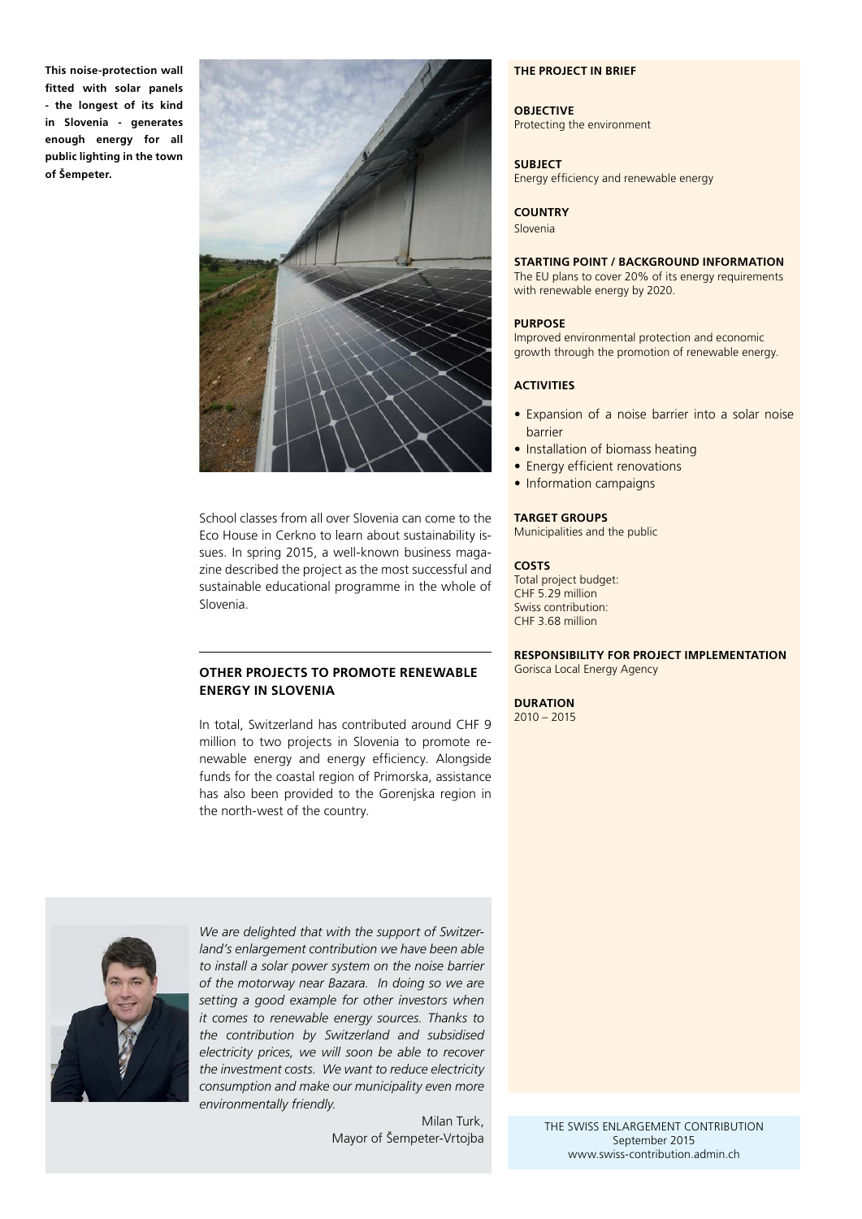**This noise-protection wall fitted with solar panels - the longest of its kind in Slovenia - generates enough energy for all public lighting in the town of Šempeter.**

School classes from all over Slovenia can come to the Eco House in Cerkno to learn about sustainability issues. In spring 2015, a well-known business magazine described the project as the most successful and sustainable educational programme in the whole of Slovenia.

## OTHER PROJECTS TO PROMOTE RENEWABLE ENERGY IN SLOVENIA

In total, Switzerland has contributed around CHF 9 million to two projects in Slovenia to promote renewable energy and energy efficiency. Alongside funds for the coastal region of Primorska, assistance has also been provided to the Gorenjska region in the north-west of the country.

*We are delighted that with the support of Switzerland's enlargement contribution we have been able to install a solar power system on the noise barrier of the motorway near Bazara. In doing so we are setting a good example for other investors when it comes to renewable energy sources. Thanks to the contribution by Switzerland and subsidised electricity prices, we will soon be able to recover the investment costs. We want to reduce electricity consumption and make our municipality even more environmentally friendly.*

Milan Turk,
Mayor of Šempeter-Vrtojba

## THE PROJECT IN BRIEF

**OBJECTIVE**
Protecting the environment

**SUBJECT**
Energy efficiency and renewable energy

**COUNTRY**
Slovenia

**STARTING POINT / BACKGROUND INFORMATION**
The EU plans to cover 20% of its energy requirements with renewable energy by 2020.

**PURPOSE**
Improved environmental protection and economic growth through the promotion of renewable energy.

**ACTIVITIES**

- Expansion of a noise barrier into a solar noise barrier
- Installation of biomass heating
- Energy efficient renovations
- Information campaigns

**TARGET GROUPS**
Municipalities and the public

**COSTS**
Total project budget:
CHF 5.29 million
Swiss contribution:
CHF 3.68 million

**RESPONSIBILITY FOR PROJECT IMPLEMENTATION**
Gorisca Local Energy Agency

**DURATION**
2010 – 2015

THE SWISS ENLARGEMENT CONTRIBUTION
September 2015
www.swiss-contribution.admin.ch